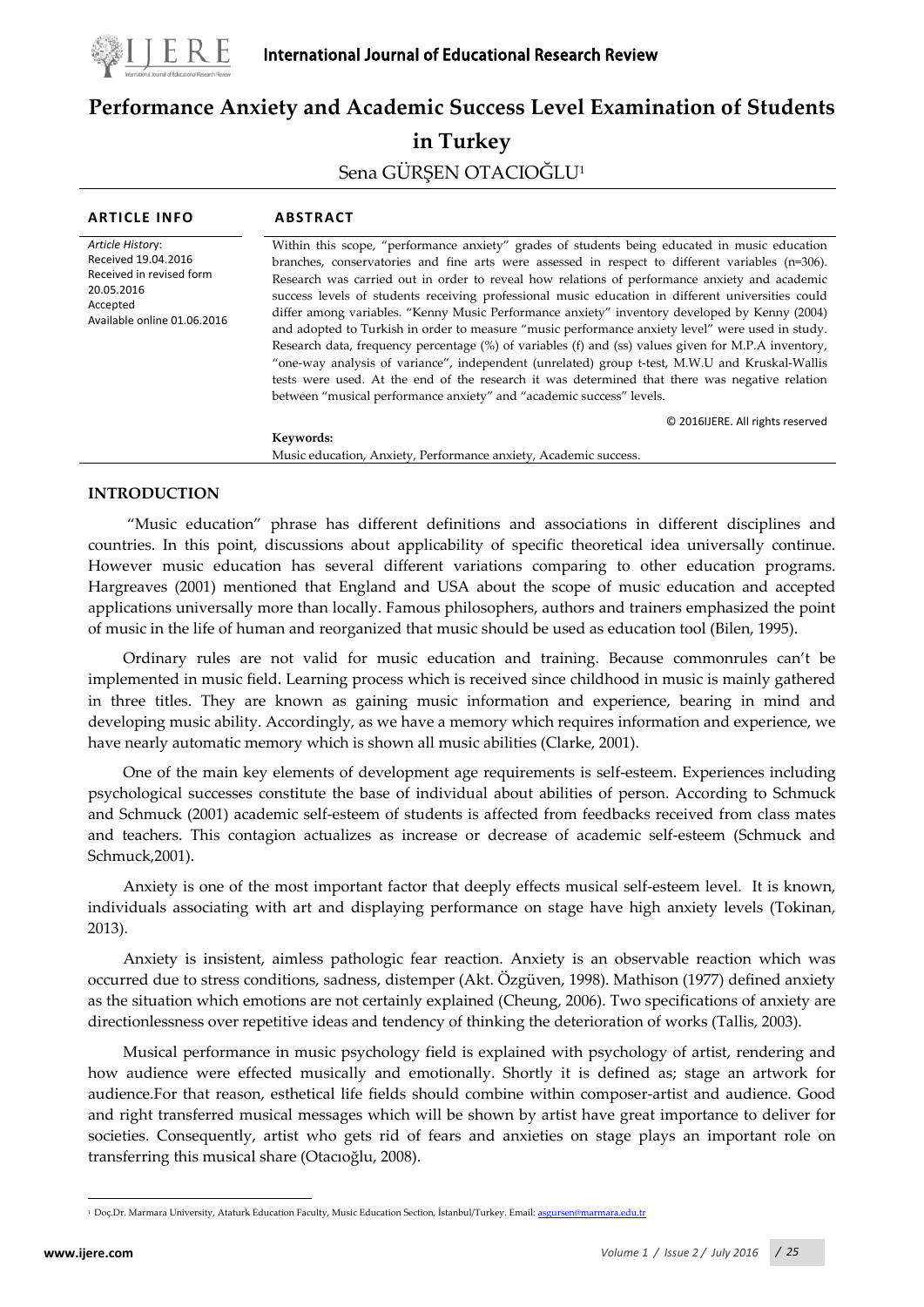# Performance Anxiety and Academic Success Level Examination of Students in Turkey

Sena GÜRŞEN OTACIOĞLU[1]

**ARTICLE INFO**

*Article History*:
Received 19.04.2016
Received in revised form 20.05.2016
Accepted
Available online 01.06.2016

**ABSTRACT**

Within this scope, "performance anxiety" grades of students being educated in music education branches, conservatories and fine arts were assessed in respect to different variables (n=306). Research was carried out in order to reveal how relations of performance anxiety and academic success levels of students receiving professional music education in different universities could differ among variables. "Kenny Music Performance anxiety" inventory developed by Kenny (2004) and adopted to Turkish in order to measure "music performance anxiety level" were used in study. Research data, frequency percentage (%) of variables (f) and (ss) values given for M.P.A inventory, "one-way analysis of variance", independent (unrelated) group t-test, M.W.U and Kruskal-Wallis tests were used. At the end of the research it was determined that there was negative relation between "musical performance anxiety" and "academic success" levels.

© 2016IJERE. All rights reserved

**Keywords:**
Music education, Anxiety, Performance anxiety, Academic success.

## INTRODUCTION

"Music education" phrase has different definitions and associations in different disciplines and countries. In this point, discussions about applicability of specific theoretical idea universally continue. However music education has several different variations comparing to other education programs. Hargreaves (2001) mentioned that England and USA about the scope of music education and accepted applications universally more than locally. Famous philosophers, authors and trainers emphasized the point of music in the life of human and reorganized that music should be used as education tool (Bilen, 1995).

Ordinary rules are not valid for music education and training. Because commonrules can't be implemented in music field. Learning process which is received since childhood in music is mainly gathered in three titles. They are known as gaining music information and experience, bearing in mind and developing music ability. Accordingly, as we have a memory which requires information and experience, we have nearly automatic memory which is shown all music abilities (Clarke, 2001).

One of the main key elements of development age requirements is self-esteem. Experiences including psychological successes constitute the base of individual about abilities of person. According to Schmuck and Schmuck (2001) academic self-esteem of students is affected from feedbacks received from class mates and teachers. This contagion actualizes as increase or decrease of academic self-esteem (Schmuck and Schmuck,2001).

Anxiety is one of the most important factor that deeply effects musical self-esteem level. It is known, individuals associating with art and displaying performance on stage have high anxiety levels (Tokinan, 2013).

Anxiety is insistent, aimless pathologic fear reaction. Anxiety is an observable reaction which was occurred due to stress conditions, sadness, distemper (Akt. Özgüven, 1998). Mathison (1977) defined anxiety as the situation which emotions are not certainly explained (Cheung, 2006). Two specifications of anxiety are directionlessness over repetitive ideas and tendency of thinking the deterioration of works (Tallis, 2003).

Musical performance in music psychology field is explained with psychology of artist, rendering and how audience were effected musically and emotionally. Shortly it is defined as; stage an artwork for audience.For that reason, esthetical life fields should combine within composer-artist and audience. Good and right transferred musical messages which will be shown by artist have great importance to deliver for societies. Consequently, artist who gets rid of fears and anxieties on stage plays an important role on transferring this musical share (Otacıoğlu, 2008).

[1] Doç.Dr. Marmara University, Ataturk Education Faculty, Music Education Section, İstanbul/Turkey. Email: asgursen@marmara.edu.tr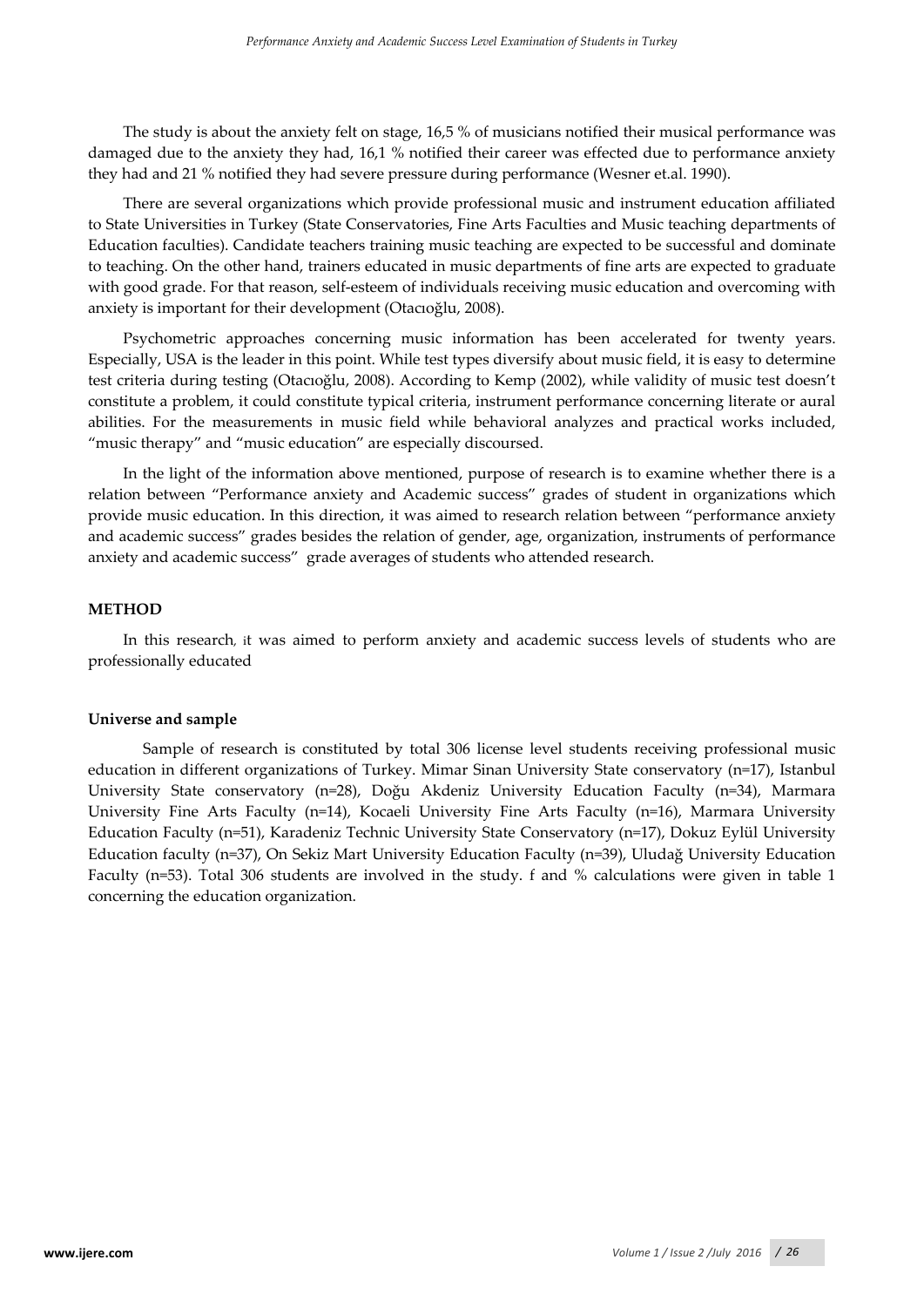The study is about the anxiety felt on stage, 16,5 % of musicians notified their musical performance was damaged due to the anxiety they had, 16,1 % notified their career was effected due to performance anxiety they had and 21 % notified they had severe pressure during performance (Wesner et.al. 1990).

There are several organizations which provide professional music and instrument education affiliated to State Universities in Turkey (State Conservatories, Fine Arts Faculties and Music teaching departments of Education faculties). Candidate teachers training music teaching are expected to be successful and dominate to teaching. On the other hand, trainers educated in music departments of fine arts are expected to graduate with good grade. For that reason, self-esteem of individuals receiving music education and overcoming with anxiety is important for their development (Otacıoğlu, 2008).

Psychometric approaches concerning music information has been accelerated for twenty years. Especially, USA is the leader in this point. While test types diversify about music field, it is easy to determine test criteria during testing (Otacıoğlu, 2008). According to Kemp (2002), while validity of music test doesn't constitute a problem, it could constitute typical criteria, instrument performance concerning literate or aural abilities. For the measurements in music field while behavioral analyzes and practical works included, "music therapy" and "music education" are especially discoursed.

In the light of the information above mentioned, purpose of research is to examine whether there is a relation between "Performance anxiety and Academic success" grades of student in organizations which provide music education. In this direction, it was aimed to research relation between "performance anxiety and academic success" grades besides the relation of gender, age, organization, instruments of performance anxiety and academic success" grade averages of students who attended research.

## METHOD

In this research, it was aimed to perform anxiety and academic success levels of students who are professionally educated

### Universe and sample

Sample of research is constituted by total 306 license level students receiving professional music education in different organizations of Turkey. Mimar Sinan University State conservatory (n=17), Istanbul University State conservatory (n=28), Doğu Akdeniz University Education Faculty (n=34), Marmara University Fine Arts Faculty (n=14), Kocaeli University Fine Arts Faculty (n=16), Marmara University Education Faculty (n=51), Karadeniz Technic University State Conservatory (n=17), Dokuz Eylül University Education faculty (n=37), On Sekiz Mart University Education Faculty (n=39), Uludağ University Education Faculty (n=53). Total 306 students are involved in the study. f and % calculations were given in table 1 concerning the education organization.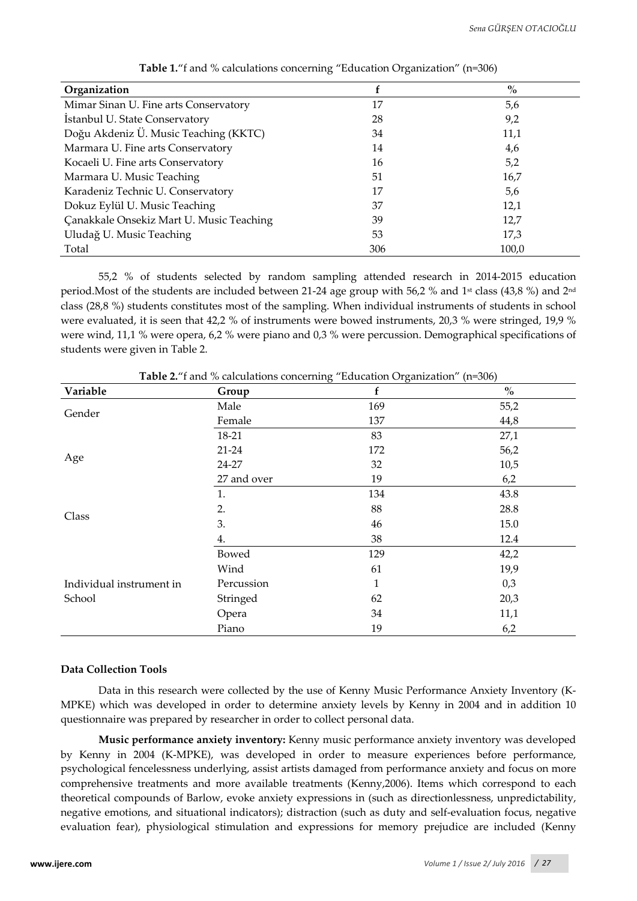**Table 1.**"f and % calculations concerning "Education Organization" (n=306)

| Organization | f | % |
|---|---|---|
| Mimar Sinan U. Fine arts Conservatory | 17 | 5,6 |
| İstanbul U. State Conservatory | 28 | 9,2 |
| Doğu Akdeniz Ü. Music Teaching (KKTC) | 34 | 11,1 |
| Marmara U. Fine arts Conservatory | 14 | 4,6 |
| Kocaeli U. Fine arts Conservatory | 16 | 5,2 |
| Marmara U. Music Teaching | 51 | 16,7 |
| Karadeniz Technic U. Conservatory | 17 | 5,6 |
| Dokuz Eylül U. Music Teaching | 37 | 12,1 |
| Çanakkale Onsekiz Mart U. Music Teaching | 39 | 12,7 |
| Uludağ U. Music Teaching | 53 | 17,3 |
| Total | 306 | 100,0 |

55,2 % of students selected by random sampling attended research in 2014-2015 education period.Most of the students are included between 21-24 age group with 56,2 % and 1st class (43,8 %) and 2nd class (28,8 %) students constitutes most of the sampling. When individual instruments of students in school were evaluated, it is seen that 42,2 % of instruments were bowed instruments, 20,3 % were stringed, 19,9 % were wind, 11,1 % were opera, 6,2 % were piano and 0,3 % were percussion. Demographical specifications of students were given in Table 2.

**Table 2.**"f and % calculations concerning "Education Organization" (n=306)

| Variable | Group | f | % |
|---|---|---|---|
| Gender | Male | 169 | 55,2 |
| | Female | 137 | 44,8 |
| Age | 18-21 | 83 | 27,1 |
| | 21-24 | 172 | 56,2 |
| | 24-27 | 32 | 10,5 |
| | 27 and over | 19 | 6,2 |
| Class | 1. | 134 | 43.8 |
| | 2. | 88 | 28.8 |
| | 3. | 46 | 15.0 |
| | 4. | 38 | 12.4 |
| Individual instrument in School | Bowed | 129 | 42,2 |
| | Wind | 61 | 19,9 |
| | Percussion | 1 | 0,3 |
| | Stringed | 62 | 20,3 |
| | Opera | 34 | 11,1 |
| | Piano | 19 | 6,2 |

**Data Collection Tools**

Data in this research were collected by the use of Kenny Music Performance Anxiety Inventory (K-MPKE) which was developed in order to determine anxiety levels by Kenny in 2004 and in addition 10 questionnaire was prepared by researcher in order to collect personal data.

**Music performance anxiety inventory:** Kenny music performance anxiety inventory was developed by Kenny in 2004 (K-MPKE), was developed in order to measure experiences before performance, psychological fencelessness underlying, assist artists damaged from performance anxiety and focus on more comprehensive treatments and more available treatments (Kenny,2006). Items which correspond to each theoretical compounds of Barlow, evoke anxiety expressions in (such as directionlessness, unpredictability, negative emotions, and situational indicators); distraction (such as duty and self-evaluation focus, negative evaluation fear), physiological stimulation and expressions for memory prejudice are included (Kenny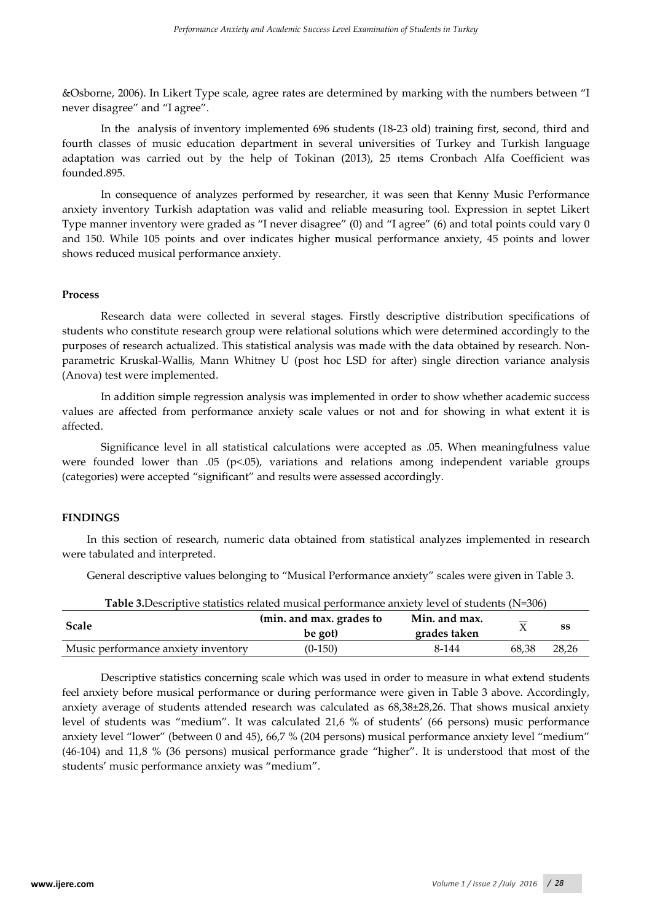&Osborne, 2006). In Likert Type scale, agree rates are determined by marking with the numbers between "I never disagree" and "I agree".

In the analysis of inventory implemented 696 students (18-23 old) training first, second, third and fourth classes of music education department in several universities of Turkey and Turkish language adaptation was carried out by the help of Tokinan (2013), 25 ıtems Cronbach Alfa Coefficient was founded.895.

In consequence of analyzes performed by researcher, it was seen that Kenny Music Performance anxiety inventory Turkish adaptation was valid and reliable measuring tool. Expression in septet Likert Type manner inventory were graded as "I never disagree" (0) and "I agree" (6) and total points could vary 0 and 150. While 105 points and over indicates higher musical performance anxiety, 45 points and lower shows reduced musical performance anxiety.

### Process

Research data were collected in several stages. Firstly descriptive distribution specifications of students who constitute research group were relational solutions which were determined accordingly to the purposes of research actualized. This statistical analysis was made with the data obtained by research. Non-parametric Kruskal-Wallis, Mann Whitney U (post hoc LSD for after) single direction variance analysis (Anova) test were implemented.

In addition simple regression analysis was implemented in order to show whether academic success values are affected from performance anxiety scale values or not and for showing in what extent it is affected.

Significance level in all statistical calculations were accepted as .05. When meaningfulness value were founded lower than .05 ($p<.05$), variations and relations among independent variable groups (categories) were accepted "significant" and results were assessed accordingly.

## FINDINGS

In this section of research, numeric data obtained from statistical analyzes implemented in research were tabulated and interpreted.

General descriptive values belonging to "Musical Performance anxiety" scales were given in Table 3.

**Table 3.**Descriptive statistics related musical performance anxiety level of students (N=306)

| Scale | (min. and max. grades to be got) | Min. and max. grades taken | $\overline{X}$ | ss |
|---|---|---|---|---|
| Music performance anxiety inventory | (0-150) | 8-144 | 68,38 | 28,26 |

Descriptive statistics concerning scale which was used in order to measure in what extend students feel anxiety before musical performance or during performance were given in Table 3 above. Accordingly, anxiety average of students attended research was calculated as 68,38±28,26. That shows musical anxiety level of students was "medium". It was calculated 21,6 % of students' (66 persons) music performance anxiety level "lower" (between 0 and 45), 66,7 % (204 persons) musical performance anxiety level "medium" (46-104) and 11,8 % (36 persons) musical performance grade "higher". It is understood that most of the students' music performance anxiety was "medium".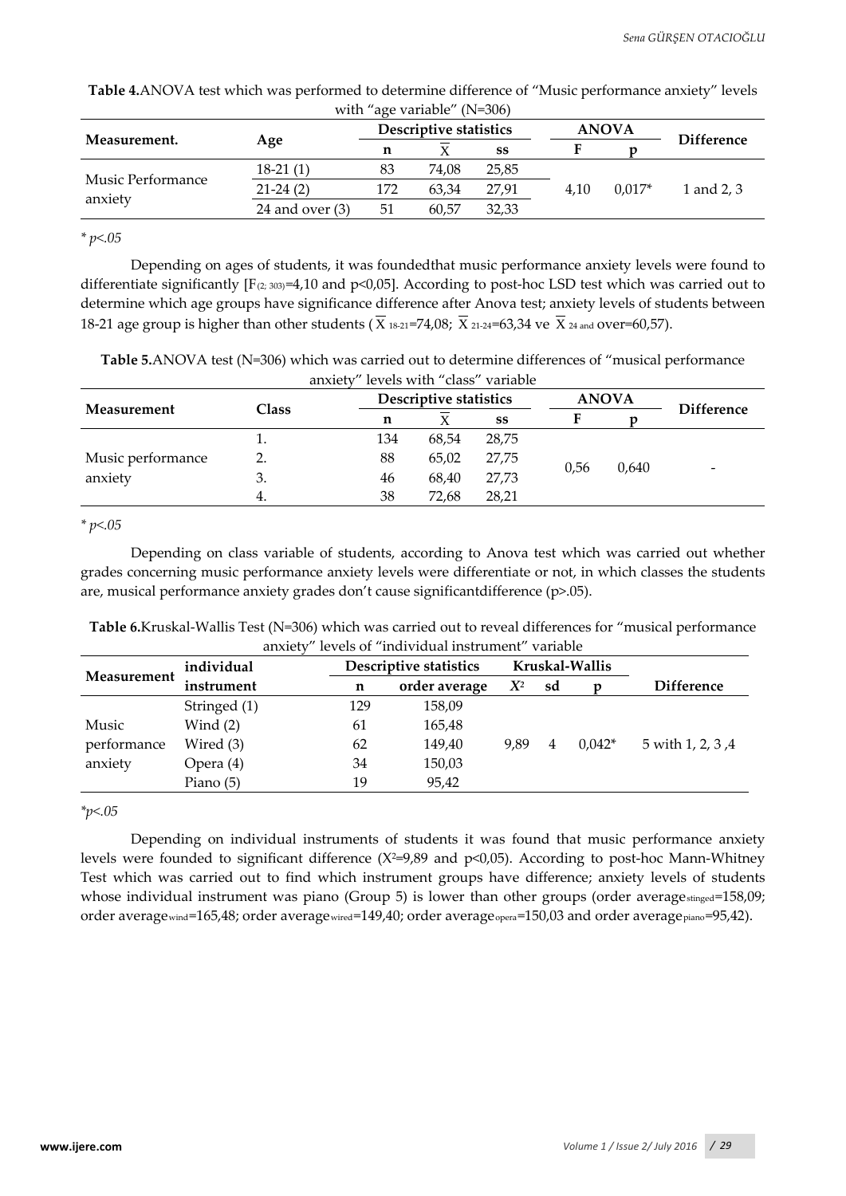**Table 4.** ANOVA test which was performed to determine difference of "Music performance anxiety" levels with "age variable" (N=306)

| Measurement. | Age | Descriptive statistics | | | ANOVA | | Difference |
|---|---|---|---|---|---|---|---|
| | | n | $\overline{X}$ | ss | F | p | |
| Music Performance anxiety | 18-21 (1) | 83 | 74,08 | 25,85 | 4,10 | 0,017* | 1 and 2, 3 |
| | 21-24 (2) | 172 | 63,34 | 27,91 | | | |
| | 24 and over (3) | 51 | 60,57 | 32,33 | | | |

* $p<.05$

Depending on ages of students, it was foundedthat music performance anxiety levels were found to differentiate significantly [$F_{(2; 303)}$=4,10 and p<0,05]. According to post-hoc LSD test which was carried out to determine which age groups have significance difference after Anova test; anxiety levels of students between 18-21 age group is higher than other students ($\overline{X}_{18\text{-}21}$=74,08; $\overline{X}_{21\text{-}24}$=63,34 ve $\overline{X}_{24 \text{ and}}$ over=60,57).

**Table 5.** ANOVA test (N=306) which was carried out to determine differences of "musical performance anxiety" levels with "class" variable

| Measurement | Class | Descriptive statistics | | | ANOVA | | Difference |
|---|---|---|---|---|---|---|---|
| | | n | $\overline{X}$ | ss | F | p | |
| Music performance anxiety | 1. | 134 | 68,54 | 28,75 | 0,56 | 0,640 | - |
| | 2. | 88 | 65,02 | 27,75 | | | |
| | 3. | 46 | 68,40 | 27,73 | | | |
| | 4. | 38 | 72,68 | 28,21 | | | |

* $p<.05$

Depending on class variable of students, according to Anova test which was carried out whether grades concerning music performance anxiety levels were differentiate or not, in which classes the students are, musical performance anxiety grades don't cause significantdifference (p>.05).

**Table 6.** Kruskal-Wallis Test (N=306) which was carried out to reveal differences for "musical performance anxiety" levels of "individual instrument" variable

| Measurement | individual instrument | Descriptive statistics | | Kruskal-Wallis | | | Difference |
|---|---|---|---|---|---|---|---|
| | | n | order average | $X^2$ | sd | p | |
| Music performance anxiety | Stringed (1) | 129 | 158,09 | 9,89 | 4 | 0,042* | 5 with 1, 2, 3 ,4 |
| | Wind (2) | 61 | 165,48 | | | | |
| | Wired (3) | 62 | 149,40 | | | | |
| | Opera (4) | 34 | 150,03 | | | | |
| | Piano (5) | 19 | 95,42 | | | | |

*$p<.05$

Depending on individual instruments of students it was found that music performance anxiety levels were founded to significant difference ($X^2$=9,89 and p<0,05). According to post-hoc Mann-Whitney Test which was carried out to find which instrument groups have difference; anxiety levels of students whose individual instrument was piano (Group 5) is lower than other groups (order average$_{stinged}$=158,09; order average$_{wind}$=165,48; order average$_{wired}$=149,40; order average$_{opera}$=150,03 and order average$_{piano}$=95,42).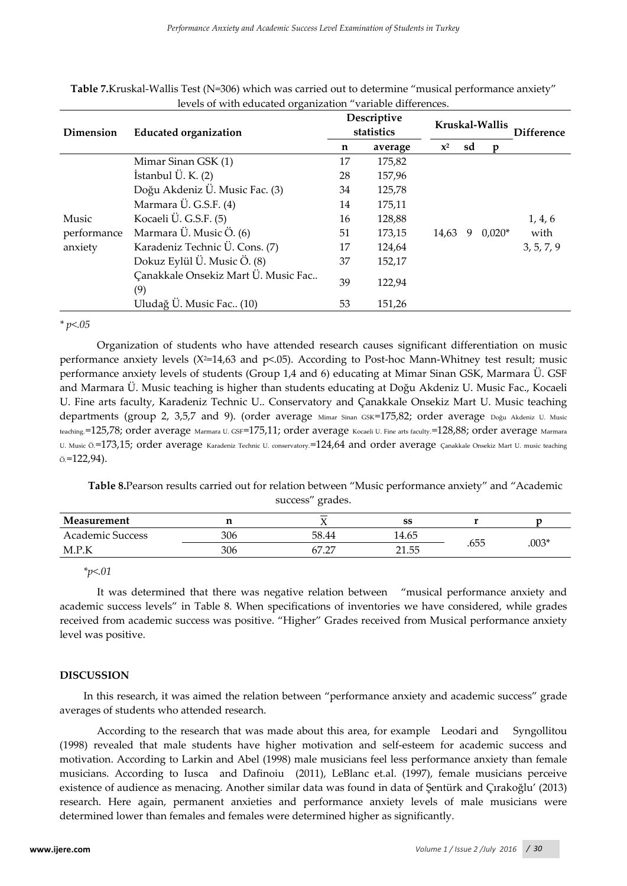**Table 7.** Kruskal-Wallis Test (N=306) which was carried out to determine "musical performance anxiety" levels of with educated organization "variable differences.

| Dimension | Educated organization | Descriptive statistics | | Kruskal-Wallis | | | Difference |
|---|---|---|---|---|---|---|---|
| | | n | average | $x^2$ | sd | p | |
| Music performance anxiety | Mimar Sinan GSK (1) | 17 | 175,82 | 14,63 | 9 | 0,020* | 1, 4, 6 with 3, 5, 7, 9 |
| | İstanbul Ü. K. (2) | 28 | 157,96 | | | | |
| | Doğu Akdeniz Ü. Music Fac. (3) | 34 | 125,78 | | | | |
| | Marmara Ü. G.S.F. (4) | 14 | 175,11 | | | | |
| | Kocaeli Ü. G.S.F. (5) | 16 | 128,88 | | | | |
| | Marmara Ü. Music Ö. (6) | 51 | 173,15 | | | | |
| | Karadeniz Technic Ü. Cons. (7) | 17 | 124,64 | | | | |
| | Dokuz Eylül Ü. Music Ö. (8) | 37 | 152,17 | | | | |
| | Çanakkale Onsekiz Mart Ü. Music Fac.. (9) | 39 | 122,94 | | | | |
| | Uludağ Ü. Music Fac.. (10) | 53 | 151,26 | | | | |

* *p<.05*

Organization of students who have attended research causes significant differentiation on music performance anxiety levels ($X^2$=14,63 and p<.05). According to Post-hoc Mann-Whitney test result; music performance anxiety levels of students (Group 1,4 and 6) educating at Mimar Sinan GSK, Marmara Ü. GSF and Marmara Ü. Music teaching is higher than students educating at Doğu Akdeniz U. Music Fac., Kocaeli U. Fine arts faculty, Karadeniz Technic U.. Conservatory and Çanakkale Onsekiz Mart U. Music teaching departments (group 2, 3,5,7 and 9). (order average $_{\text{Mimar Sinan GSK}}$=175,82; order average $_{\text{Doğu Akdeniz U. Music teaching}}$=125,78; order average $_{\text{Marmara U. GSF}}$=175,11; order average $_{\text{Kocaeli U. Fine arts faculty}}$=128,88; order average $_{\text{Marmara U. Music Ö.}}$=173,15; order average $_{\text{Karadeniz Technic U. conservatory}}$=124,64 and order average $_{\text{Çanakkale Onsekiz Mart U. music teaching Ö.}}$=122,94).

**Table 8.** Pearson results carried out for relation between "Music performance anxiety" and "Academic success" grades.

| Measurement | n | $\overline{X}$ | ss | r | p |
|---|---|---|---|---|---|
| Academic Success | 306 | 58.44 | 14.65 | .655 | .003* |
| M.P.K | 306 | 67.27 | 21.55 | | |

*\*p<.01*

It was determined that there was negative relation between "musical performance anxiety and academic success levels" in Table 8. When specifications of inventories we have considered, while grades received from academic success was positive. "Higher" Grades received from Musical performance anxiety level was positive.

## DISCUSSION

In this research, it was aimed the relation between "performance anxiety and academic success" grade averages of students who attended research.

According to the research that was made about this area, for example Leodari and Syngollitou (1998) revealed that male students have higher motivation and self-esteem for academic success and motivation. According to Larkin and Abel (1998) male musicians feel less performance anxiety than female musicians. According to Iusca and Dafinoiu (2011), LeBlanc et.al. (1997), female musicians perceive existence of audience as menacing. Another similar data was found in data of Şentürk and Çırakoğlu' (2013) research. Here again, permanent anxieties and performance anxiety levels of male musicians were determined lower than females and females were determined higher as significantly.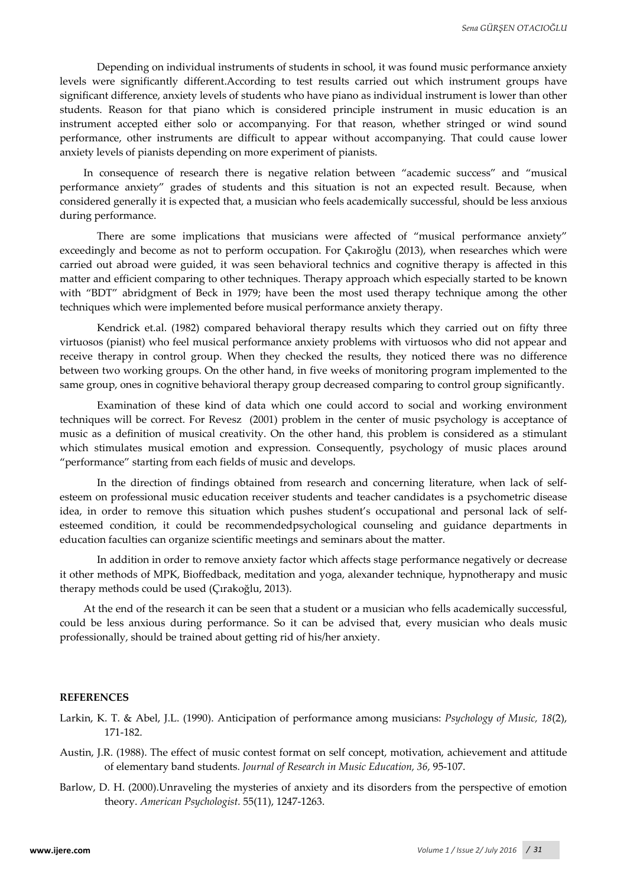Depending on individual instruments of students in school, it was found music performance anxiety levels were significantly different.According to test results carried out which instrument groups have significant difference, anxiety levels of students who have piano as individual instrument is lower than other students. Reason for that piano which is considered principle instrument in music education is an instrument accepted either solo or accompanying. For that reason, whether stringed or wind sound performance, other instruments are difficult to appear without accompanying. That could cause lower anxiety levels of pianists depending on more experiment of pianists.

In consequence of research there is negative relation between "academic success" and "musical performance anxiety" grades of students and this situation is not an expected result. Because, when considered generally it is expected that, a musician who feels academically successful, should be less anxious during performance.

There are some implications that musicians were affected of "musical performance anxiety" exceedingly and become as not to perform occupation. For Çakıroğlu (2013), when researches which were carried out abroad were guided, it was seen behavioral technics and cognitive therapy is affected in this matter and efficient comparing to other techniques. Therapy approach which especially started to be known with "BDT" abridgment of Beck in 1979; have been the most used therapy technique among the other techniques which were implemented before musical performance anxiety therapy.

Kendrick et.al. (1982) compared behavioral therapy results which they carried out on fifty three virtuosos (pianist) who feel musical performance anxiety problems with virtuosos who did not appear and receive therapy in control group. When they checked the results, they noticed there was no difference between two working groups. On the other hand, in five weeks of monitoring program implemented to the same group, ones in cognitive behavioral therapy group decreased comparing to control group significantly.

Examination of these kind of data which one could accord to social and working environment techniques will be correct. For Revesz (2001) problem in the center of music psychology is acceptance of music as a definition of musical creativity. On the other hand, this problem is considered as a stimulant which stimulates musical emotion and expression. Consequently, psychology of music places around "performance" starting from each fields of music and develops.

In the direction of findings obtained from research and concerning literature, when lack of self-esteem on professional music education receiver students and teacher candidates is a psychometric disease idea, in order to remove this situation which pushes student's occupational and personal lack of self-esteemed condition, it could be recommendedpsychological counseling and guidance departments in education faculties can organize scientific meetings and seminars about the matter.

In addition in order to remove anxiety factor which affects stage performance negatively or decrease it other methods of MPK, Bioffedback, meditation and yoga, alexander technique, hypnotherapy and music therapy methods could be used (Çırakoğlu, 2013).

At the end of the research it can be seen that a student or a musician who fells academically successful, could be less anxious during performance. So it can be advised that, every musician who deals music professionally, should be trained about getting rid of his/her anxiety.

## REFERENCES

Larkin, K. T. & Abel, J.L. (1990). Anticipation of performance among musicians: *Psychology of Music, 18*(2), 171-182.

Austin, J.R. (1988). The effect of music contest format on self concept, motivation, achievement and attitude of elementary band students. *Journal of Research in Music Education, 36,* 95-107.

Barlow, D. H. (2000).Unraveling the mysteries of anxiety and its disorders from the perspective of emotion theory. *American Psychologist.* 55(11), 1247-1263.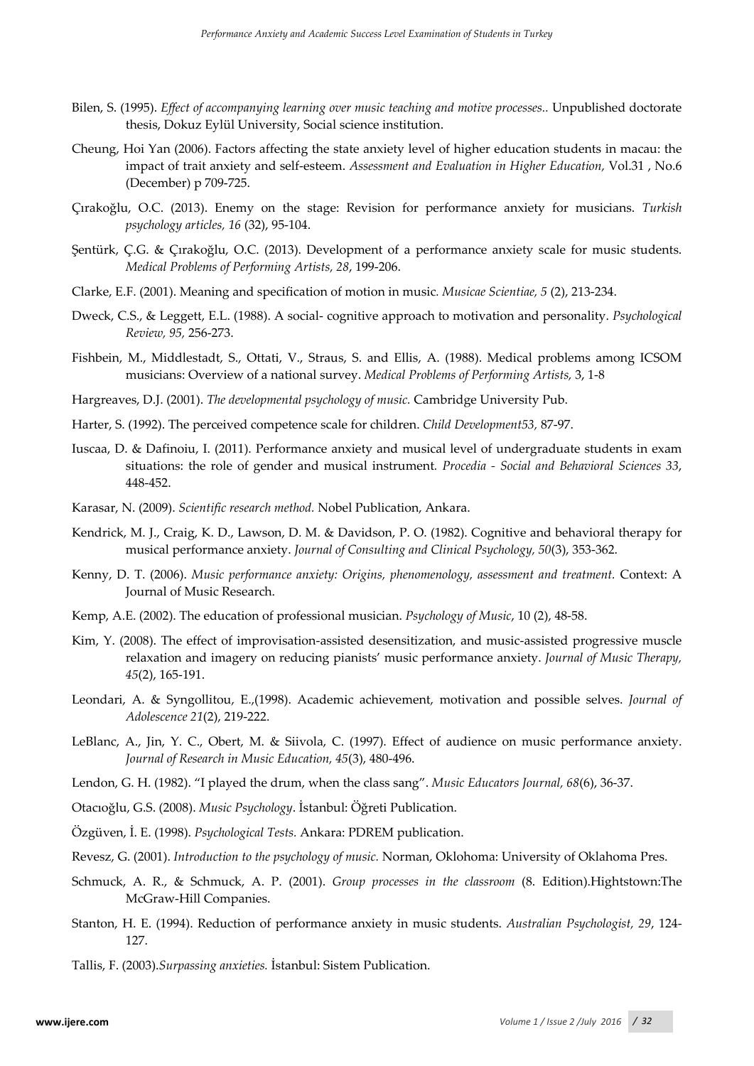Bilen, S. (1995). *Effect of accompanying learning over music teaching and motive processes..* Unpublished doctorate thesis, Dokuz Eylül University, Social science institution.

Cheung, Hoi Yan (2006). Factors affecting the state anxiety level of higher education students in macau: the impact of trait anxiety and self-esteem. *Assessment and Evaluation in Higher Education,* Vol.31 , No.6 (December) p 709-725.

Çırakoğlu, O.C. (2013). Enemy on the stage: Revision for performance anxiety for musicians. *Turkish psychology articles, 16* (32), 95-104.

Şentürk, Ç.G. & Çırakoğlu, O.C. (2013). Development of a performance anxiety scale for music students. *Medical Problems of Performing Artists, 28*, 199-206.

Clarke, E.F. (2001). Meaning and specification of motion in music. *Musicae Scientiae, 5* (2), 213-234.

Dweck, C.S., & Leggett, E.L. (1988). A social- cognitive approach to motivation and personality. *Psychological Review, 95,* 256-273.

Fishbein, M., Middlestadt, S., Ottati, V., Straus, S. and Ellis, A. (1988). Medical problems among ICSOM musicians: Overview of a national survey. *Medical Problems of Performing Artists,* 3, 1-8

Hargreaves, D.J. (2001). *The developmental psychology of music.* Cambridge University Pub.

Harter, S. (1992). The perceived competence scale for children. *Child Development53,* 87-97.

Iuscaa, D. & Dafinoiu, I. (2011). Performance anxiety and musical level of undergraduate students in exam situations: the role of gender and musical instrument. *Procedia - Social and Behavioral Sciences 33*, 448-452.

Karasar, N. (2009). *Scientific research method.* Nobel Publication, Ankara.

Kendrick, M. J., Craig, K. D., Lawson, D. M. & Davidson, P. O. (1982). Cognitive and behavioral therapy for musical performance anxiety. *Journal of Consulting and Clinical Psychology, 50*(3), 353-362.

Kenny, D. T. (2006). *Music performance anxiety: Origins, phenomenology, assessment and treatment.* Context: A Journal of Music Research.

Kemp, A.E. (2002). The education of professional musician. *Psychology of Music*, 10 (2), 48-58.

Kim, Y. (2008). The effect of improvisation-assisted desensitization, and music-assisted progressive muscle relaxation and imagery on reducing pianists' music performance anxiety. *Journal of Music Therapy, 45*(2), 165-191.

Leondari, A. & Syngollitou, E.,(1998). Academic achievement, motivation and possible selves. *Journal of Adolescence 21*(2), 219-222.

LeBlanc, A., Jin, Y. C., Obert, M. & Siivola, C. (1997). Effect of audience on music performance anxiety. *Journal of Research in Music Education, 45*(3), 480-496.

Lendon, G. H. (1982). "I played the drum, when the class sang". *Music Educators Journal, 68*(6), 36-37.

Otacıoğlu, G.S. (2008). *Music Psychology*. İstanbul: Öğreti Publication.

Özgüven, İ. E. (1998). *Psychological Tests.* Ankara: PDREM publication.

Revesz, G. (2001). *Introduction to the psychology of music.* Norman, Oklohoma: University of Oklahoma Pres.

Schmuck, A. R., & Schmuck, A. P. (2001). *Group processes in the classroom* (8. Edition).Hightstown:The McGraw-Hill Companies.

Stanton, H. E. (1994). Reduction of performance anxiety in music students. *Australian Psychologist, 29*, 124-127.

Tallis, F. (2003).*Surpassing anxieties.* İstanbul: Sistem Publication.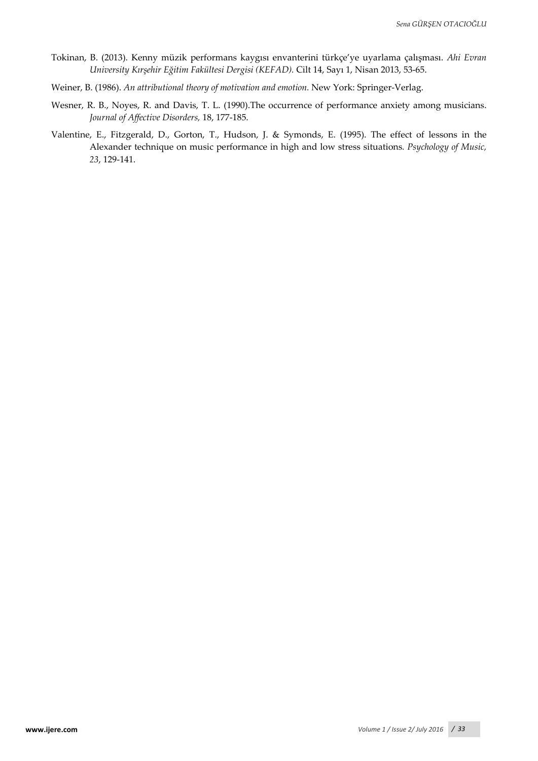Tokinan, B. (2013). Kenny müzik performans kaygısı envanterini türkçe'ye uyarlama çalışması. *Ahi Evran University Kırşehir Eğitim Fakültesi Dergisi (KEFAD).* Cilt 14, Sayı 1, Nisan 2013, 53-65.

Weiner, B. (1986). *An attributional theory of motivation and emotion.* New York: Springer-Verlag.

Wesner, R. B., Noyes, R. and Davis, T. L. (1990).The occurrence of performance anxiety among musicians. *Journal of Affective Disorders,* 18, 177-185.

Valentine, E., Fitzgerald, D., Gorton, T., Hudson, J. & Symonds, E. (1995). The effect of lessons in the Alexander technique on music performance in high and low stress situations. *Psychology of Music, 23*, 129-141.